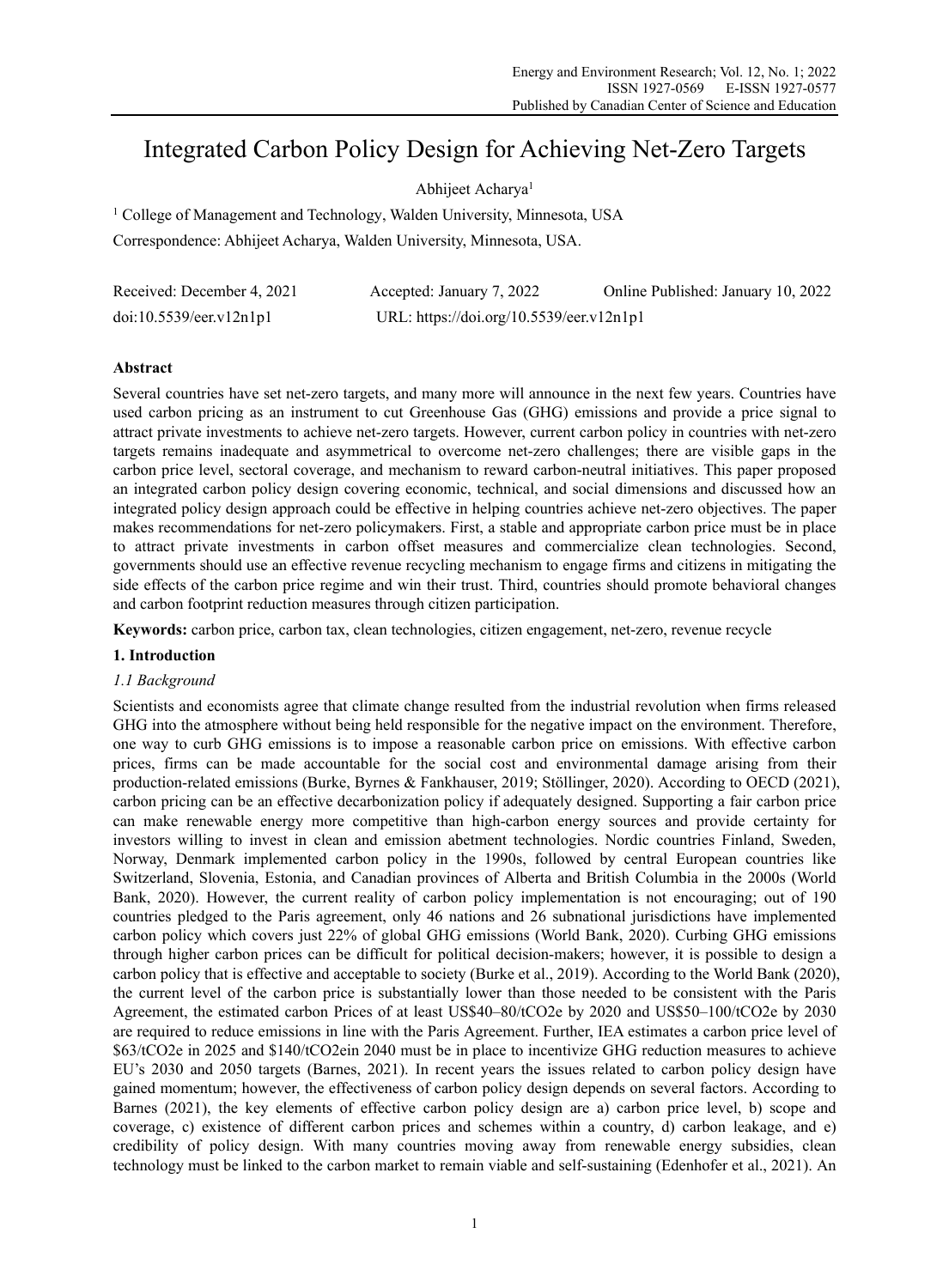# Integrated Carbon Policy Design for Achieving Net-Zero Targets

Abhijeet Acharya[1]

[1] College of Management and Technology, Walden University, Minnesota, USA

Correspondence: Abhijeet Acharya, Walden University, Minnesota, USA.

Received: December 4, 2021 Accepted: January 7, 2022 Online Published: January 10, 2022

doi:10.5539/eer.v12n1p1 URL: https://doi.org/10.5539/eer.v12n1p1

## Abstract

Several countries have set net-zero targets, and many more will announce in the next few years. Countries have used carbon pricing as an instrument to cut Greenhouse Gas (GHG) emissions and provide a price signal to attract private investments to achieve net-zero targets. However, current carbon policy in countries with net-zero targets remains inadequate and asymmetrical to overcome net-zero challenges; there are visible gaps in the carbon price level, sectoral coverage, and mechanism to reward carbon-neutral initiatives. This paper proposed an integrated carbon policy design covering economic, technical, and social dimensions and discussed how an integrated policy design approach could be effective in helping countries achieve net-zero objectives. The paper makes recommendations for net-zero policymakers. First, a stable and appropriate carbon price must be in place to attract private investments in carbon offset measures and commercialize clean technologies. Second, governments should use an effective revenue recycling mechanism to engage firms and citizens in mitigating the side effects of the carbon price regime and win their trust. Third, countries should promote behavioral changes and carbon footprint reduction measures through citizen participation.

**Keywords:** carbon price, carbon tax, clean technologies, citizen engagement, net-zero, revenue recycle

## 1. Introduction

### 1.1 Background

Scientists and economists agree that climate change resulted from the industrial revolution when firms released GHG into the atmosphere without being held responsible for the negative impact on the environment. Therefore, one way to curb GHG emissions is to impose a reasonable carbon price on emissions. With effective carbon prices, firms can be made accountable for the social cost and environmental damage arising from their production-related emissions (Burke, Byrnes & Fankhauser, 2019; Stöllinger, 2020). According to OECD (2021), carbon pricing can be an effective decarbonization policy if adequately designed. Supporting a fair carbon price can make renewable energy more competitive than high-carbon energy sources and provide certainty for investors willing to invest in clean and emission abetment technologies. Nordic countries Finland, Sweden, Norway, Denmark implemented carbon policy in the 1990s, followed by central European countries like Switzerland, Slovenia, Estonia, and Canadian provinces of Alberta and British Columbia in the 2000s (World Bank, 2020). However, the current reality of carbon policy implementation is not encouraging; out of 190 countries pledged to the Paris agreement, only 46 nations and 26 subnational jurisdictions have implemented carbon policy which covers just 22% of global GHG emissions (World Bank, 2020). Curbing GHG emissions through higher carbon prices can be difficult for political decision-makers; however, it is possible to design a carbon policy that is effective and acceptable to society (Burke et al., 2019). According to the World Bank (2020), the current level of the carbon price is substantially lower than those needed to be consistent with the Paris Agreement, the estimated carbon Prices of at least US\$40–80/tCO2e by 2020 and US\$50–100/tCO2e by 2030 are required to reduce emissions in line with the Paris Agreement. Further, IEA estimates a carbon price level of \$63/tCO2e in 2025 and \$140/tCO2ein 2040 must be in place to incentivize GHG reduction measures to achieve EU's 2030 and 2050 targets (Barnes, 2021). In recent years the issues related to carbon policy design have gained momentum; however, the effectiveness of carbon policy design depends on several factors. According to Barnes (2021), the key elements of effective carbon policy design are a) carbon price level, b) scope and coverage, c) existence of different carbon prices and schemes within a country, d) carbon leakage, and e) credibility of policy design. With many countries moving away from renewable energy subsidies, clean technology must be linked to the carbon market to remain viable and self-sustaining (Edenhofer et al., 2021). An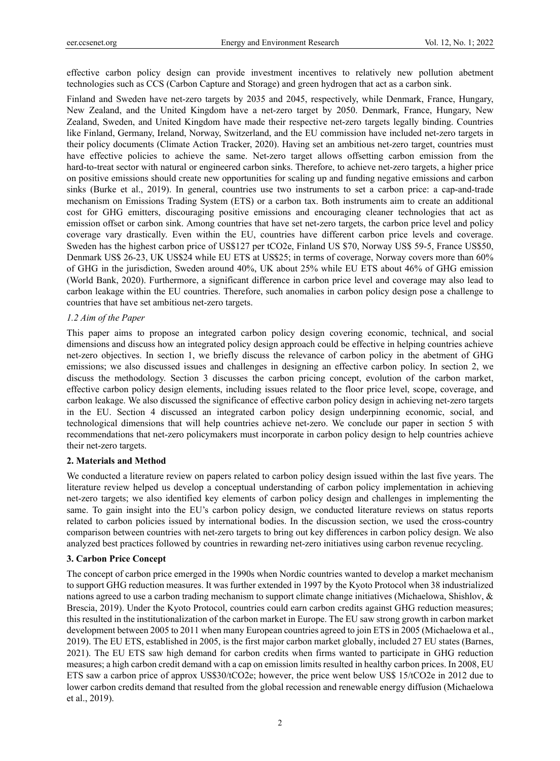effective carbon policy design can provide investment incentives to relatively new pollution abetment technologies such as CCS (Carbon Capture and Storage) and green hydrogen that act as a carbon sink.

Finland and Sweden have net-zero targets by 2035 and 2045, respectively, while Denmark, France, Hungary, New Zealand, and the United Kingdom have a net-zero target by 2050. Denmark, France, Hungary, New Zealand, Sweden, and United Kingdom have made their respective net-zero targets legally binding. Countries like Finland, Germany, Ireland, Norway, Switzerland, and the EU commission have included net-zero targets in their policy documents (Climate Action Tracker, 2020). Having set an ambitious net-zero target, countries must have effective policies to achieve the same. Net-zero target allows offsetting carbon emission from the hard-to-treat sector with natural or engineered carbon sinks. Therefore, to achieve net-zero targets, a higher price on positive emissions should create new opportunities for scaling up and funding negative emissions and carbon sinks (Burke et al., 2019). In general, countries use two instruments to set a carbon price: a cap-and-trade mechanism on Emissions Trading System (ETS) or a carbon tax. Both instruments aim to create an additional cost for GHG emitters, discouraging positive emissions and encouraging cleaner technologies that act as emission offset or carbon sink. Among countries that have set net-zero targets, the carbon price level and policy coverage vary drastically. Even within the EU, countries have different carbon price levels and coverage. Sweden has the highest carbon price of US$127 per tCO2e, Finland US $70, Norway US$ 59-5, France US$50, Denmark US$ 26-23, UK US$24 while EU ETS at US$25; in terms of coverage, Norway covers more than 60% of GHG in the jurisdiction, Sweden around 40%, UK about 25% while EU ETS about 46% of GHG emission (World Bank, 2020). Furthermore, a significant difference in carbon price level and coverage may also lead to carbon leakage within the EU countries. Therefore, such anomalies in carbon policy design pose a challenge to countries that have set ambitious net-zero targets.

### *1.2 Aim of the Paper*

This paper aims to propose an integrated carbon policy design covering economic, technical, and social dimensions and discuss how an integrated policy design approach could be effective in helping countries achieve net-zero objectives. In section 1, we briefly discuss the relevance of carbon policy in the abetment of GHG emissions; we also discussed issues and challenges in designing an effective carbon policy. In section 2, we discuss the methodology. Section 3 discusses the carbon pricing concept, evolution of the carbon market, effective carbon policy design elements, including issues related to the floor price level, scope, coverage, and carbon leakage. We also discussed the significance of effective carbon policy design in achieving net-zero targets in the EU. Section 4 discussed an integrated carbon policy design underpinning economic, social, and technological dimensions that will help countries achieve net-zero. We conclude our paper in section 5 with recommendations that net-zero policymakers must incorporate in carbon policy design to help countries achieve their net-zero targets.

## **2. Materials and Method**

We conducted a literature review on papers related to carbon policy design issued within the last five years. The literature review helped us develop a conceptual understanding of carbon policy implementation in achieving net-zero targets; we also identified key elements of carbon policy design and challenges in implementing the same. To gain insight into the EU's carbon policy design, we conducted literature reviews on status reports related to carbon policies issued by international bodies. In the discussion section, we used the cross-country comparison between countries with net-zero targets to bring out key differences in carbon policy design. We also analyzed best practices followed by countries in rewarding net-zero initiatives using carbon revenue recycling.

## **3. Carbon Price Concept**

The concept of carbon price emerged in the 1990s when Nordic countries wanted to develop a market mechanism to support GHG reduction measures. It was further extended in 1997 by the Kyoto Protocol when 38 industrialized nations agreed to use a carbon trading mechanism to support climate change initiatives (Michaelowa, Shishlov, & Brescia, 2019). Under the Kyoto Protocol, countries could earn carbon credits against GHG reduction measures; this resulted in the institutionalization of the carbon market in Europe. The EU saw strong growth in carbon market development between 2005 to 2011 when many European countries agreed to join ETS in 2005 (Michaelowa et al., 2019). The EU ETS, established in 2005, is the first major carbon market globally, included 27 EU states (Barnes, 2021). The EU ETS saw high demand for carbon credits when firms wanted to participate in GHG reduction measures; a high carbon credit demand with a cap on emission limits resulted in healthy carbon prices. In 2008, EU ETS saw a carbon price of approx US$30/tCO2e; however, the price went below US$ 15/tCO2e in 2012 due to lower carbon credits demand that resulted from the global recession and renewable energy diffusion (Michaelowa et al., 2019).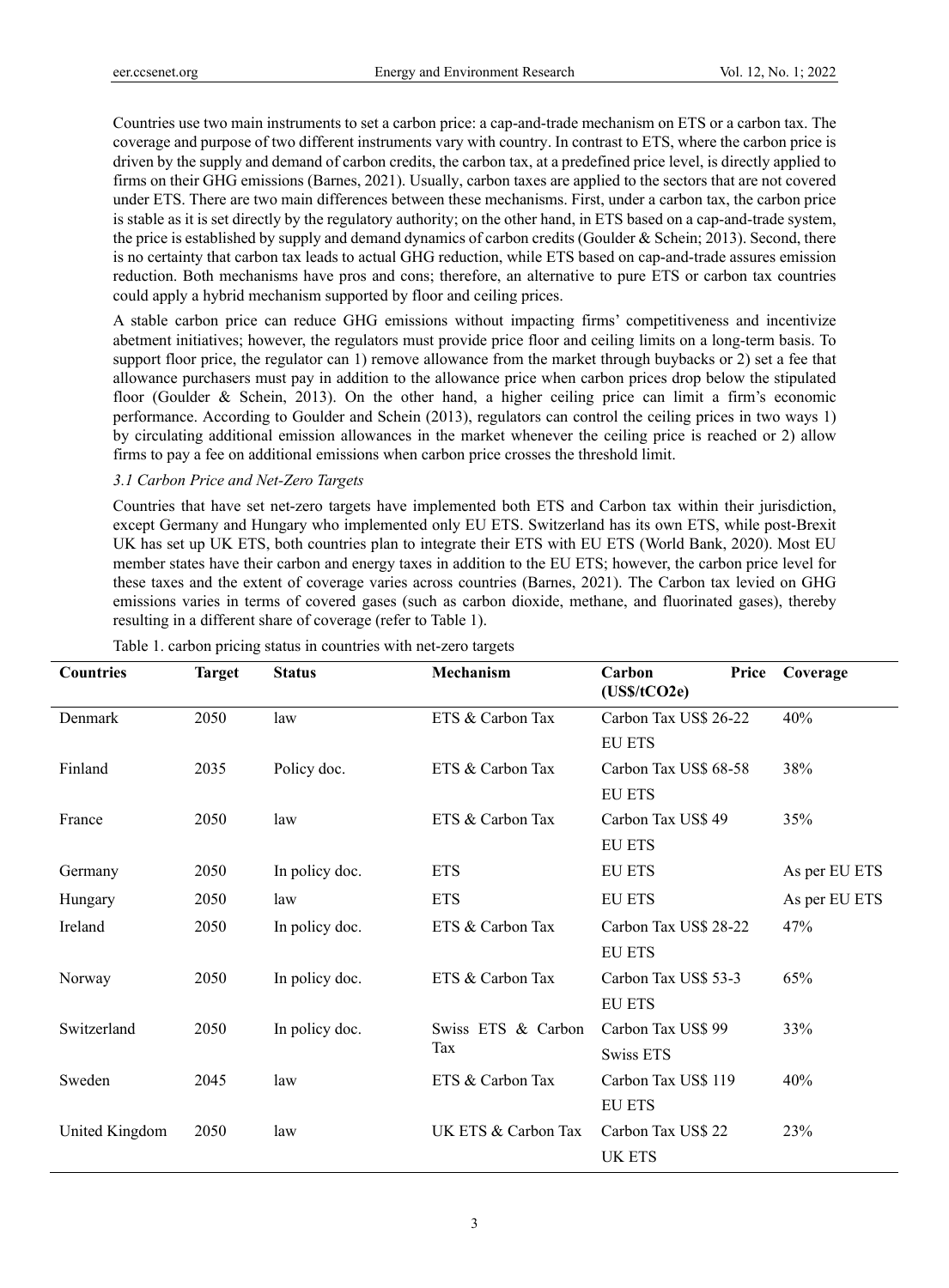Countries use two main instruments to set a carbon price: a cap-and-trade mechanism on ETS or a carbon tax. The coverage and purpose of two different instruments vary with country. In contrast to ETS, where the carbon price is driven by the supply and demand of carbon credits, the carbon tax, at a predefined price level, is directly applied to firms on their GHG emissions (Barnes, 2021). Usually, carbon taxes are applied to the sectors that are not covered under ETS. There are two main differences between these mechanisms. First, under a carbon tax, the carbon price is stable as it is set directly by the regulatory authority; on the other hand, in ETS based on a cap-and-trade system, the price is established by supply and demand dynamics of carbon credits (Goulder & Schein; 2013). Second, there is no certainty that carbon tax leads to actual GHG reduction, while ETS based on cap-and-trade assures emission reduction. Both mechanisms have pros and cons; therefore, an alternative to pure ETS or carbon tax countries could apply a hybrid mechanism supported by floor and ceiling prices.

A stable carbon price can reduce GHG emissions without impacting firms' competitiveness and incentivize abetment initiatives; however, the regulators must provide price floor and ceiling limits on a long-term basis. To support floor price, the regulator can 1) remove allowance from the market through buybacks or 2) set a fee that allowance purchasers must pay in addition to the allowance price when carbon prices drop below the stipulated floor (Goulder & Schein, 2013). On the other hand, a higher ceiling price can limit a firm's economic performance. According to Goulder and Schein (2013), regulators can control the ceiling prices in two ways 1) by circulating additional emission allowances in the market whenever the ceiling price is reached or 2) allow firms to pay a fee on additional emissions when carbon price crosses the threshold limit.

### *3.1 Carbon Price and Net-Zero Targets*

Countries that have set net-zero targets have implemented both ETS and Carbon tax within their jurisdiction, except Germany and Hungary who implemented only EU ETS. Switzerland has its own ETS, while post-Brexit UK has set up UK ETS, both countries plan to integrate their ETS with EU ETS (World Bank, 2020). Most EU member states have their carbon and energy taxes in addition to the EU ETS; however, the carbon price level for these taxes and the extent of coverage varies across countries (Barnes, 2021). The Carbon tax levied on GHG emissions varies in terms of covered gases (such as carbon dioxide, methane, and fluorinated gases), thereby resulting in a different share of coverage (refer to Table 1).

Table 1. carbon pricing status in countries with net-zero targets

| Countries | Target | Status | Mechanism | Carbon Price (US$/tCO2e) | Coverage |
|---|---|---|---|---|---|
| Denmark | 2050 | law | ETS & Carbon Tax | Carbon Tax US$ 26-22<br>EU ETS | 40% |
| Finland | 2035 | Policy doc. | ETS & Carbon Tax | Carbon Tax US$ 68-58<br>EU ETS | 38% |
| France | 2050 | law | ETS & Carbon Tax | Carbon Tax US$ 49<br>EU ETS | 35% |
| Germany | 2050 | In policy doc. | ETS | EU ETS | As per EU ETS |
| Hungary | 2050 | law | ETS | EU ETS | As per EU ETS |
| Ireland | 2050 | In policy doc. | ETS & Carbon Tax | Carbon Tax US$ 28-22<br>EU ETS | 47% |
| Norway | 2050 | In policy doc. | ETS & Carbon Tax | Carbon Tax US$ 53-3<br>EU ETS | 65% |
| Switzerland | 2050 | In policy doc. | Swiss ETS & Carbon Tax | Carbon Tax US$ 99<br>Swiss ETS | 33% |
| Sweden | 2045 | law | ETS & Carbon Tax | Carbon Tax US$ 119<br>EU ETS | 40% |
| United Kingdom | 2050 | law | UK ETS & Carbon Tax | Carbon Tax US$ 22<br>UK ETS | 23% |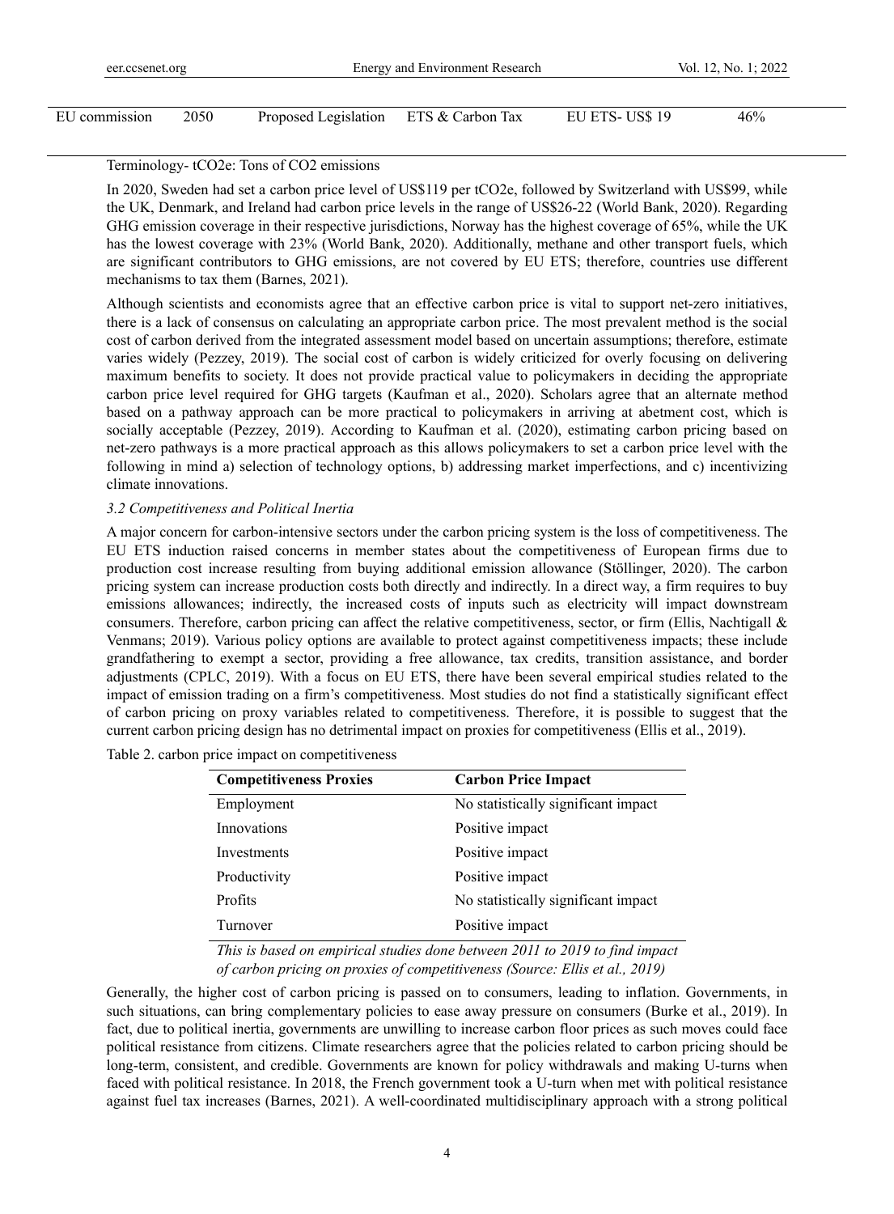| | | | | | |
|---|---|---|---|---|---|
| EU commission | 2050 | Proposed Legislation | ETS & Carbon Tax | EU ETS- US$ 19 | 46% |

Terminology- tCO2e: Tons of CO2 emissions

In 2020, Sweden had set a carbon price level of US$119 per tCO2e, followed by Switzerland with US$99, while the UK, Denmark, and Ireland had carbon price levels in the range of US$26-22 (World Bank, 2020). Regarding GHG emission coverage in their respective jurisdictions, Norway has the highest coverage of 65%, while the UK has the lowest coverage with 23% (World Bank, 2020). Additionally, methane and other transport fuels, which are significant contributors to GHG emissions, are not covered by EU ETS; therefore, countries use different mechanisms to tax them (Barnes, 2021).

Although scientists and economists agree that an effective carbon price is vital to support net-zero initiatives, there is a lack of consensus on calculating an appropriate carbon price. The most prevalent method is the social cost of carbon derived from the integrated assessment model based on uncertain assumptions; therefore, estimate varies widely (Pezzey, 2019). The social cost of carbon is widely criticized for overly focusing on delivering maximum benefits to society. It does not provide practical value to policymakers in deciding the appropriate carbon price level required for GHG targets (Kaufman et al., 2020). Scholars agree that an alternate method based on a pathway approach can be more practical to policymakers in arriving at abetment cost, which is socially acceptable (Pezzey, 2019). According to Kaufman et al. (2020), estimating carbon pricing based on net-zero pathways is a more practical approach as this allows policymakers to set a carbon price level with the following in mind a) selection of technology options, b) addressing market imperfections, and c) incentivizing climate innovations.

### *3.2 Competitiveness and Political Inertia*

A major concern for carbon-intensive sectors under the carbon pricing system is the loss of competitiveness. The EU ETS induction raised concerns in member states about the competitiveness of European firms due to production cost increase resulting from buying additional emission allowance (Stöllinger, 2020). The carbon pricing system can increase production costs both directly and indirectly. In a direct way, a firm requires to buy emissions allowances; indirectly, the increased costs of inputs such as electricity will impact downstream consumers. Therefore, carbon pricing can affect the relative competitiveness, sector, or firm (Ellis, Nachtigall & Venmans; 2019). Various policy options are available to protect against competitiveness impacts; these include grandfathering to exempt a sector, providing a free allowance, tax credits, transition assistance, and border adjustments (CPLC, 2019). With a focus on EU ETS, there have been several empirical studies related to the impact of emission trading on a firm's competitiveness. Most studies do not find a statistically significant effect of carbon pricing on proxy variables related to competitiveness. Therefore, it is possible to suggest that the current carbon pricing design has no detrimental impact on proxies for competitiveness (Ellis et al., 2019).

Table 2. carbon price impact on competitiveness

| Competitiveness Proxies | Carbon Price Impact |
|---|---|
| Employment | No statistically significant impact |
| Innovations | Positive impact |
| Investments | Positive impact |
| Productivity | Positive impact |
| Profits | No statistically significant impact |
| Turnover | Positive impact |

*This is based on empirical studies done between 2011 to 2019 to find impact of carbon pricing on proxies of competitiveness (Source: Ellis et al., 2019)*

Generally, the higher cost of carbon pricing is passed on to consumers, leading to inflation. Governments, in such situations, can bring complementary policies to ease away pressure on consumers (Burke et al., 2019). In fact, due to political inertia, governments are unwilling to increase carbon floor prices as such moves could face political resistance from citizens. Climate researchers agree that the policies related to carbon pricing should be long-term, consistent, and credible. Governments are known for policy withdrawals and making U-turns when faced with political resistance. In 2018, the French government took a U-turn when met with political resistance against fuel tax increases (Barnes, 2021). A well-coordinated multidisciplinary approach with a strong political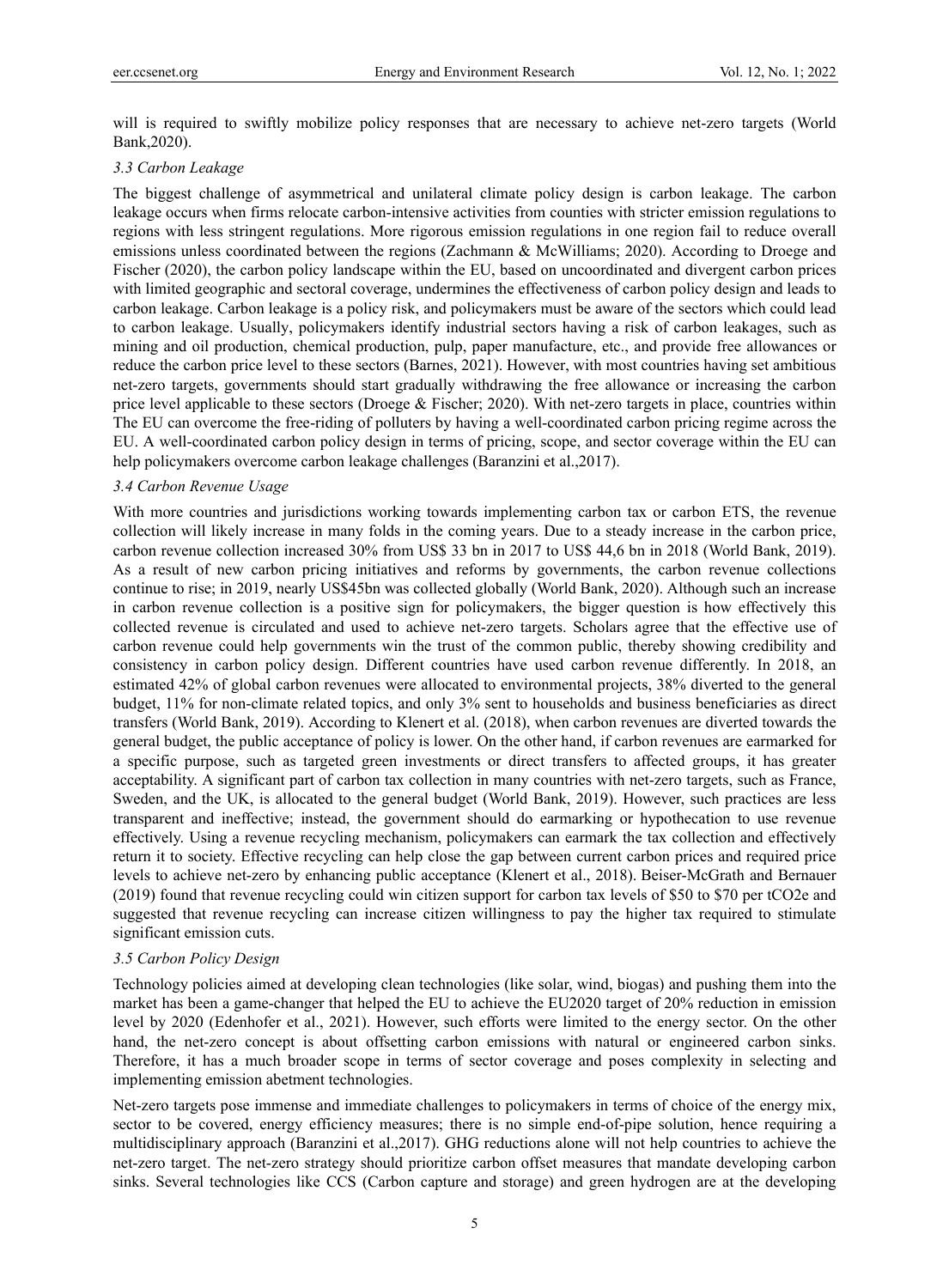will is required to swiftly mobilize policy responses that are necessary to achieve net-zero targets (World Bank,2020).

### 3.3 Carbon Leakage

The biggest challenge of asymmetrical and unilateral climate policy design is carbon leakage. The carbon leakage occurs when firms relocate carbon-intensive activities from counties with stricter emission regulations to regions with less stringent regulations. More rigorous emission regulations in one region fail to reduce overall emissions unless coordinated between the regions (Zachmann & McWilliams; 2020). According to Droege and Fischer (2020), the carbon policy landscape within the EU, based on uncoordinated and divergent carbon prices with limited geographic and sectoral coverage, undermines the effectiveness of carbon policy design and leads to carbon leakage. Carbon leakage is a policy risk, and policymakers must be aware of the sectors which could lead to carbon leakage. Usually, policymakers identify industrial sectors having a risk of carbon leakages, such as mining and oil production, chemical production, pulp, paper manufacture, etc., and provide free allowances or reduce the carbon price level to these sectors (Barnes, 2021). However, with most countries having set ambitious net-zero targets, governments should start gradually withdrawing the free allowance or increasing the carbon price level applicable to these sectors (Droege & Fischer; 2020). With net-zero targets in place, countries within The EU can overcome the free-riding of polluters by having a well-coordinated carbon pricing regime across the EU. A well-coordinated carbon policy design in terms of pricing, scope, and sector coverage within the EU can help policymakers overcome carbon leakage challenges (Baranzini et al.,2017).

### 3.4 Carbon Revenue Usage

With more countries and jurisdictions working towards implementing carbon tax or carbon ETS, the revenue collection will likely increase in many folds in the coming years. Due to a steady increase in the carbon price, carbon revenue collection increased 30% from US$ 33 bn in 2017 to US$ 44,6 bn in 2018 (World Bank, 2019). As a result of new carbon pricing initiatives and reforms by governments, the carbon revenue collections continue to rise; in 2019, nearly US$45bn was collected globally (World Bank, 2020). Although such an increase in carbon revenue collection is a positive sign for policymakers, the bigger question is how effectively this collected revenue is circulated and used to achieve net-zero targets. Scholars agree that the effective use of carbon revenue could help governments win the trust of the common public, thereby showing credibility and consistency in carbon policy design. Different countries have used carbon revenue differently. In 2018, an estimated 42% of global carbon revenues were allocated to environmental projects, 38% diverted to the general budget, 11% for non-climate related topics, and only 3% sent to households and business beneficiaries as direct transfers (World Bank, 2019). According to Klenert et al. (2018), when carbon revenues are diverted towards the general budget, the public acceptance of policy is lower. On the other hand, if carbon revenues are earmarked for a specific purpose, such as targeted green investments or direct transfers to affected groups, it has greater acceptability. A significant part of carbon tax collection in many countries with net-zero targets, such as France, Sweden, and the UK, is allocated to the general budget (World Bank, 2019). However, such practices are less transparent and ineffective; instead, the government should do earmarking or hypothecation to use revenue effectively. Using a revenue recycling mechanism, policymakers can earmark the tax collection and effectively return it to society. Effective recycling can help close the gap between current carbon prices and required price levels to achieve net-zero by enhancing public acceptance (Klenert et al., 2018). Beiser-McGrath and Bernauer (2019) found that revenue recycling could win citizen support for carbon tax levels of $50 to $70 per tCO2e and suggested that revenue recycling can increase citizen willingness to pay the higher tax required to stimulate significant emission cuts.

### 3.5 Carbon Policy Design

Technology policies aimed at developing clean technologies (like solar, wind, biogas) and pushing them into the market has been a game-changer that helped the EU to achieve the EU2020 target of 20% reduction in emission level by 2020 (Edenhofer et al., 2021). However, such efforts were limited to the energy sector. On the other hand, the net-zero concept is about offsetting carbon emissions with natural or engineered carbon sinks. Therefore, it has a much broader scope in terms of sector coverage and poses complexity in selecting and implementing emission abetment technologies.

Net-zero targets pose immense and immediate challenges to policymakers in terms of choice of the energy mix, sector to be covered, energy efficiency measures; there is no simple end-of-pipe solution, hence requiring a multidisciplinary approach (Baranzini et al.,2017). GHG reductions alone will not help countries to achieve the net-zero target. The net-zero strategy should prioritize carbon offset measures that mandate developing carbon sinks. Several technologies like CCS (Carbon capture and storage) and green hydrogen are at the developing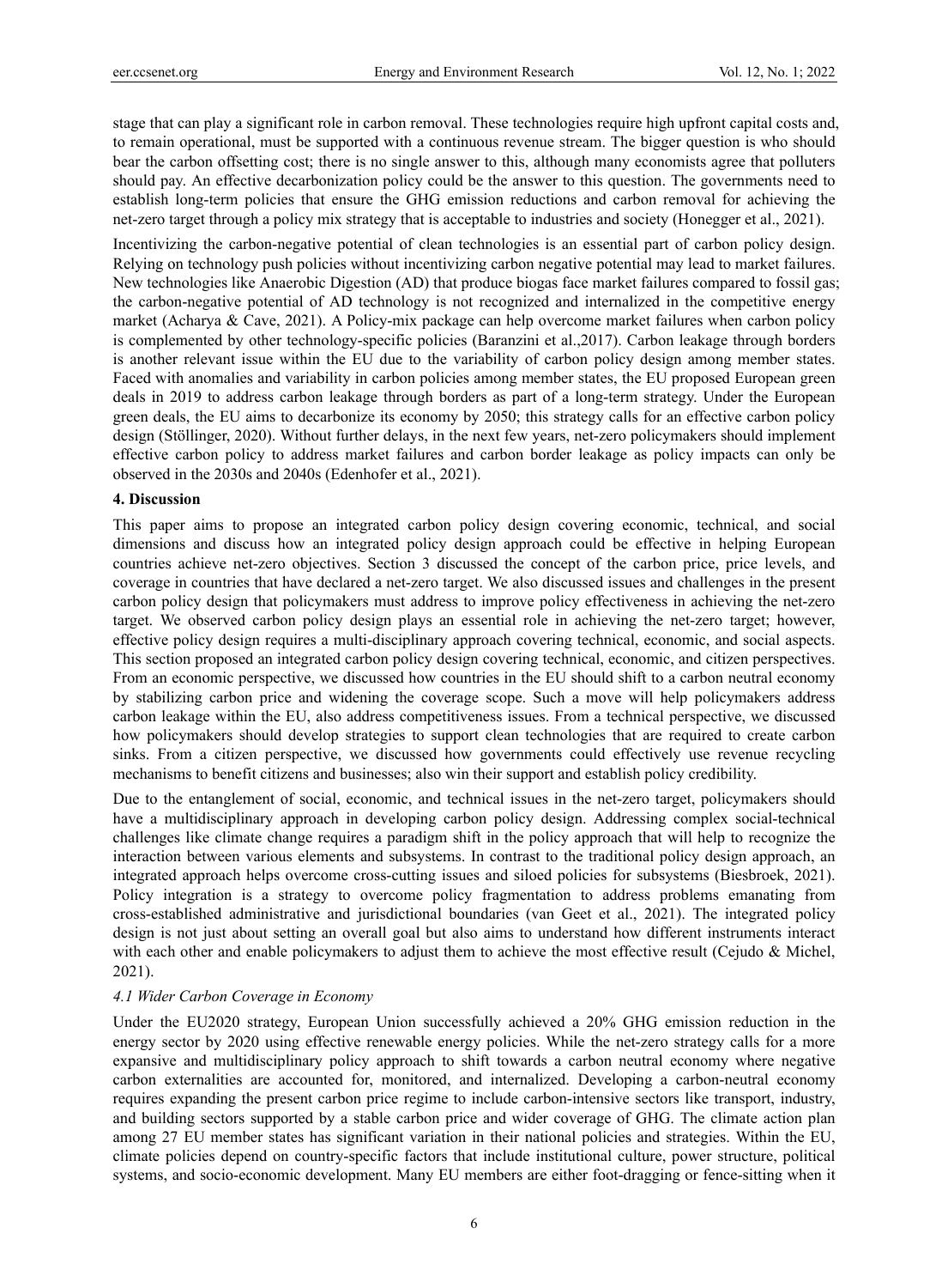stage that can play a significant role in carbon removal. These technologies require high upfront capital costs and, to remain operational, must be supported with a continuous revenue stream. The bigger question is who should bear the carbon offsetting cost; there is no single answer to this, although many economists agree that polluters should pay. An effective decarbonization policy could be the answer to this question. The governments need to establish long-term policies that ensure the GHG emission reductions and carbon removal for achieving the net-zero target through a policy mix strategy that is acceptable to industries and society (Honegger et al., 2021).

Incentivizing the carbon-negative potential of clean technologies is an essential part of carbon policy design. Relying on technology push policies without incentivizing carbon negative potential may lead to market failures. New technologies like Anaerobic Digestion (AD) that produce biogas face market failures compared to fossil gas; the carbon-negative potential of AD technology is not recognized and internalized in the competitive energy market (Acharya & Cave, 2021). A Policy-mix package can help overcome market failures when carbon policy is complemented by other technology-specific policies (Baranzini et al.,2017). Carbon leakage through borders is another relevant issue within the EU due to the variability of carbon policy design among member states. Faced with anomalies and variability in carbon policies among member states, the EU proposed European green deals in 2019 to address carbon leakage through borders as part of a long-term strategy. Under the European green deals, the EU aims to decarbonize its economy by 2050; this strategy calls for an effective carbon policy design (Stöllinger, 2020). Without further delays, in the next few years, net-zero policymakers should implement effective carbon policy to address market failures and carbon border leakage as policy impacts can only be observed in the 2030s and 2040s (Edenhofer et al., 2021).

## 4. Discussion

This paper aims to propose an integrated carbon policy design covering economic, technical, and social dimensions and discuss how an integrated policy design approach could be effective in helping European countries achieve net-zero objectives. Section 3 discussed the concept of the carbon price, price levels, and coverage in countries that have declared a net-zero target. We also discussed issues and challenges in the present carbon policy design that policymakers must address to improve policy effectiveness in achieving the net-zero target. We observed carbon policy design plays an essential role in achieving the net-zero target; however, effective policy design requires a multi-disciplinary approach covering technical, economic, and social aspects. This section proposed an integrated carbon policy design covering technical, economic, and citizen perspectives. From an economic perspective, we discussed how countries in the EU should shift to a carbon neutral economy by stabilizing carbon price and widening the coverage scope. Such a move will help policymakers address carbon leakage within the EU, also address competitiveness issues. From a technical perspective, we discussed how policymakers should develop strategies to support clean technologies that are required to create carbon sinks. From a citizen perspective, we discussed how governments could effectively use revenue recycling mechanisms to benefit citizens and businesses; also win their support and establish policy credibility.

Due to the entanglement of social, economic, and technical issues in the net-zero target, policymakers should have a multidisciplinary approach in developing carbon policy design. Addressing complex social-technical challenges like climate change requires a paradigm shift in the policy approach that will help to recognize the interaction between various elements and subsystems. In contrast to the traditional policy design approach, an integrated approach helps overcome cross-cutting issues and siloed policies for subsystems (Biesbroek, 2021). Policy integration is a strategy to overcome policy fragmentation to address problems emanating from cross-established administrative and jurisdictional boundaries (van Geet et al., 2021). The integrated policy design is not just about setting an overall goal but also aims to understand how different instruments interact with each other and enable policymakers to adjust them to achieve the most effective result (Cejudo & Michel, 2021).

### *4.1 Wider Carbon Coverage in Economy*

Under the EU2020 strategy, European Union successfully achieved a 20% GHG emission reduction in the energy sector by 2020 using effective renewable energy policies. While the net-zero strategy calls for a more expansive and multidisciplinary policy approach to shift towards a carbon neutral economy where negative carbon externalities are accounted for, monitored, and internalized. Developing a carbon-neutral economy requires expanding the present carbon price regime to include carbon-intensive sectors like transport, industry, and building sectors supported by a stable carbon price and wider coverage of GHG. The climate action plan among 27 EU member states has significant variation in their national policies and strategies. Within the EU, climate policies depend on country-specific factors that include institutional culture, power structure, political systems, and socio-economic development. Many EU members are either foot-dragging or fence-sitting when it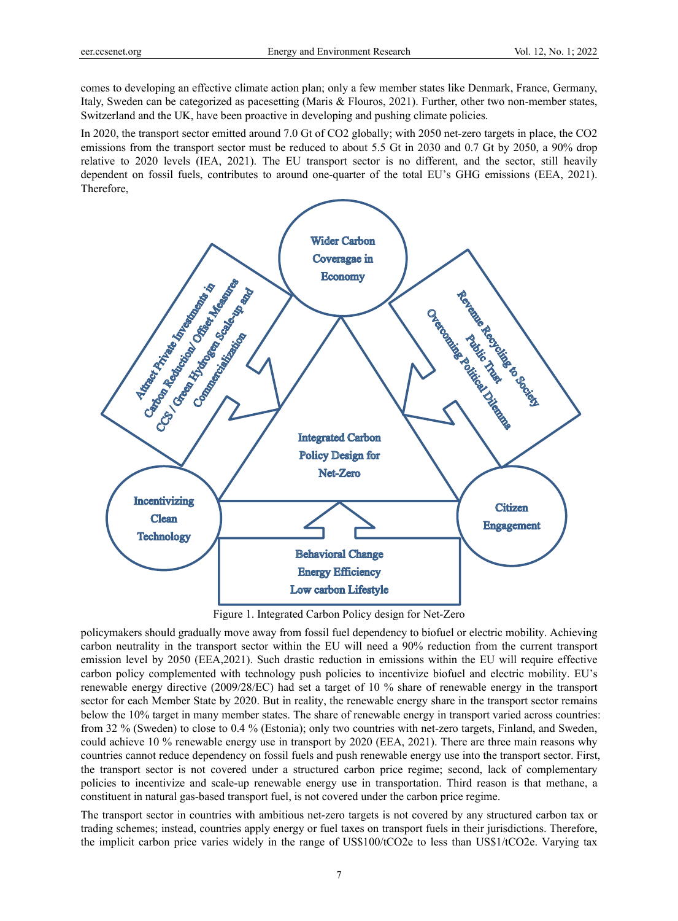comes to developing an effective climate action plan; only a few member states like Denmark, France, Germany, Italy, Sweden can be categorized as pacesetting (Maris & Flouros, 2021). Further, other two non-member states, Switzerland and the UK, have been proactive in developing and pushing climate policies.

In 2020, the transport sector emitted around 7.0 Gt of CO2 globally; with 2050 net-zero targets in place, the CO2 emissions from the transport sector must be reduced to about 5.5 Gt in 2030 and 0.7 Gt by 2050, a 90% drop relative to 2020 levels (IEA, 2021). The EU transport sector is no different, and the sector, still heavily dependent on fossil fuels, contributes to around one-quarter of the total EU's GHG emissions (EEA, 2021). Therefore,

Figure 1. Integrated Carbon Policy design for Net-Zero

policymakers should gradually move away from fossil fuel dependency to biofuel or electric mobility. Achieving carbon neutrality in the transport sector within the EU will need a 90% reduction from the current transport emission level by 2050 (EEA,2021). Such drastic reduction in emissions within the EU will require effective carbon policy complemented with technology push policies to incentivize biofuel and electric mobility. EU's renewable energy directive (2009/28/EC) had set a target of 10 % share of renewable energy in the transport sector for each Member State by 2020. But in reality, the renewable energy share in the transport sector remains below the 10% target in many member states. The share of renewable energy in transport varied across countries: from 32 % (Sweden) to close to 0.4 % (Estonia); only two countries with net-zero targets, Finland, and Sweden, could achieve 10 % renewable energy use in transport by 2020 (EEA, 2021). There are three main reasons why countries cannot reduce dependency on fossil fuels and push renewable energy use into the transport sector. First, the transport sector is not covered under a structured carbon price regime; second, lack of complementary policies to incentivize and scale-up renewable energy use in transportation. Third reason is that methane, a constituent in natural gas-based transport fuel, is not covered under the carbon price regime.

The transport sector in countries with ambitious net-zero targets is not covered by any structured carbon tax or trading schemes; instead, countries apply energy or fuel taxes on transport fuels in their jurisdictions. Therefore, the implicit carbon price varies widely in the range of US$100/tCO2e to less than US$1/tCO2e. Varying tax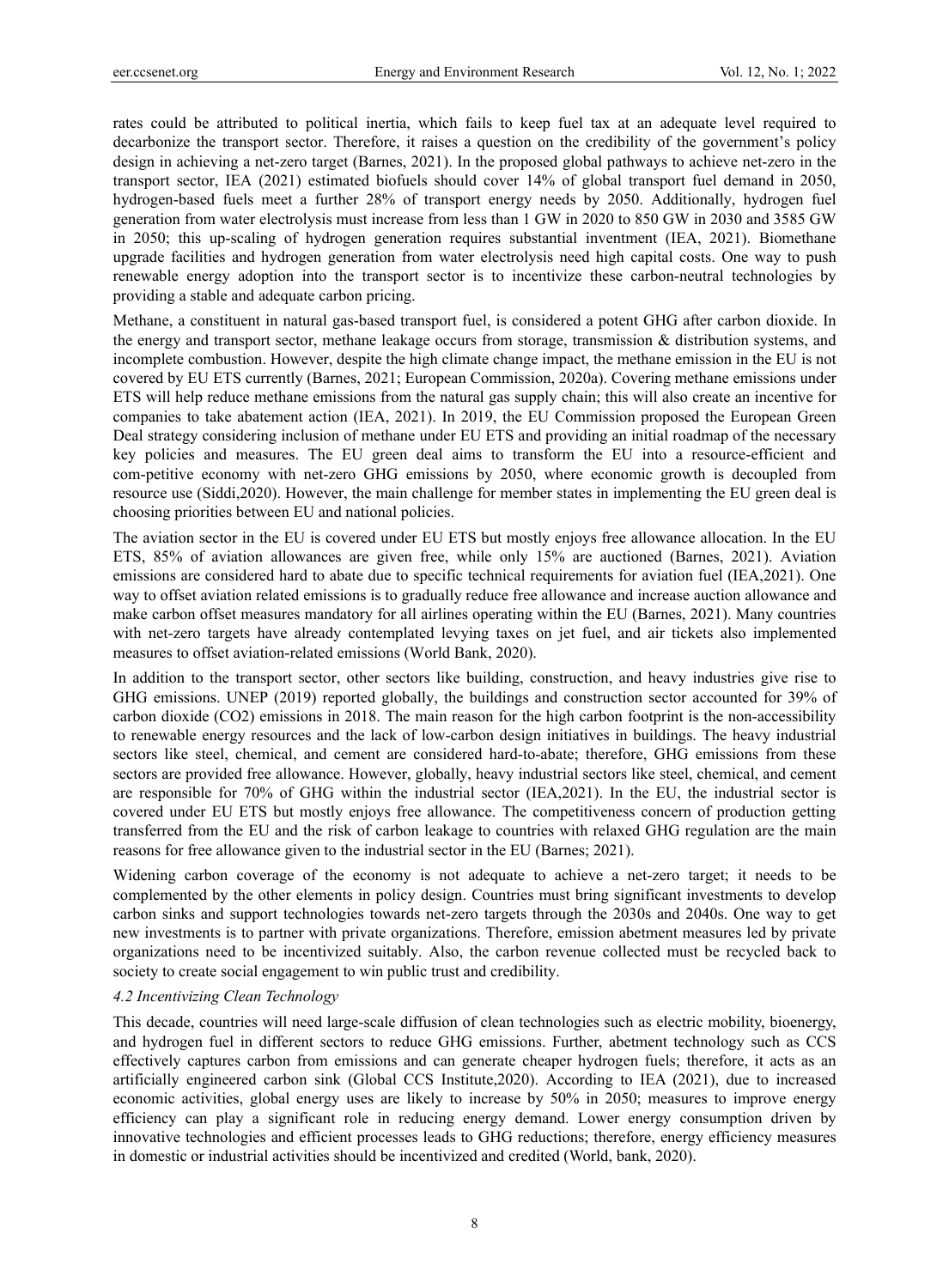rates could be attributed to political inertia, which fails to keep fuel tax at an adequate level required to decarbonize the transport sector. Therefore, it raises a question on the credibility of the government's policy design in achieving a net-zero target (Barnes, 2021). In the proposed global pathways to achieve net-zero in the transport sector, IEA (2021) estimated biofuels should cover 14% of global transport fuel demand in 2050, hydrogen-based fuels meet a further 28% of transport energy needs by 2050. Additionally, hydrogen fuel generation from water electrolysis must increase from less than 1 GW in 2020 to 850 GW in 2030 and 3585 GW in 2050; this up-scaling of hydrogen generation requires substantial inventment (IEA, 2021). Biomethane upgrade facilities and hydrogen generation from water electrolysis need high capital costs. One way to push renewable energy adoption into the transport sector is to incentivize these carbon-neutral technologies by providing a stable and adequate carbon pricing.

Methane, a constituent in natural gas-based transport fuel, is considered a potent GHG after carbon dioxide. In the energy and transport sector, methane leakage occurs from storage, transmission & distribution systems, and incomplete combustion. However, despite the high climate change impact, the methane emission in the EU is not covered by EU ETS currently (Barnes, 2021; European Commission, 2020a). Covering methane emissions under ETS will help reduce methane emissions from the natural gas supply chain; this will also create an incentive for companies to take abatement action (IEA, 2021). In 2019, the EU Commission proposed the European Green Deal strategy considering inclusion of methane under EU ETS and providing an initial roadmap of the necessary key policies and measures. The EU green deal aims to transform the EU into a resource-efficient and com-petitive economy with net-zero GHG emissions by 2050, where economic growth is decoupled from resource use (Siddi,2020). However, the main challenge for member states in implementing the EU green deal is choosing priorities between EU and national policies.

The aviation sector in the EU is covered under EU ETS but mostly enjoys free allowance allocation. In the EU ETS, 85% of aviation allowances are given free, while only 15% are auctioned (Barnes, 2021). Aviation emissions are considered hard to abate due to specific technical requirements for aviation fuel (IEA,2021). One way to offset aviation related emissions is to gradually reduce free allowance and increase auction allowance and make carbon offset measures mandatory for all airlines operating within the EU (Barnes, 2021). Many countries with net-zero targets have already contemplated levying taxes on jet fuel, and air tickets also implemented measures to offset aviation-related emissions (World Bank, 2020).

In addition to the transport sector, other sectors like building, construction, and heavy industries give rise to GHG emissions. UNEP (2019) reported globally, the buildings and construction sector accounted for 39% of carbon dioxide ($CO_2$) emissions in 2018. The main reason for the high carbon footprint is the non-accessibility to renewable energy resources and the lack of low-carbon design initiatives in buildings. The heavy industrial sectors like steel, chemical, and cement are considered hard-to-abate; therefore, GHG emissions from these sectors are provided free allowance. However, globally, heavy industrial sectors like steel, chemical, and cement are responsible for 70% of GHG within the industrial sector (IEA,2021). In the EU, the industrial sector is covered under EU ETS but mostly enjoys free allowance. The competitiveness concern of production getting transferred from the EU and the risk of carbon leakage to countries with relaxed GHG regulation are the main reasons for free allowance given to the industrial sector in the EU (Barnes; 2021).

Widening carbon coverage of the economy is not adequate to achieve a net-zero target; it needs to be complemented by the other elements in policy design. Countries must bring significant investments to develop carbon sinks and support technologies towards net-zero targets through the 2030s and 2040s. One way to get new investments is to partner with private organizations. Therefore, emission abetment measures led by private organizations need to be incentivized suitably. Also, the carbon revenue collected must be recycled back to society to create social engagement to win public trust and credibility.

### *4.2 Incentivizing Clean Technology*

This decade, countries will need large-scale diffusion of clean technologies such as electric mobility, bioenergy, and hydrogen fuel in different sectors to reduce GHG emissions. Further, abetment technology such as CCS effectively captures carbon from emissions and can generate cheaper hydrogen fuels; therefore, it acts as an artificially engineered carbon sink (Global CCS Institute,2020). According to IEA (2021), due to increased economic activities, global energy uses are likely to increase by 50% in 2050; measures to improve energy efficiency can play a significant role in reducing energy demand. Lower energy consumption driven by innovative technologies and efficient processes leads to GHG reductions; therefore, energy efficiency measures in domestic or industrial activities should be incentivized and credited (World, bank, 2020).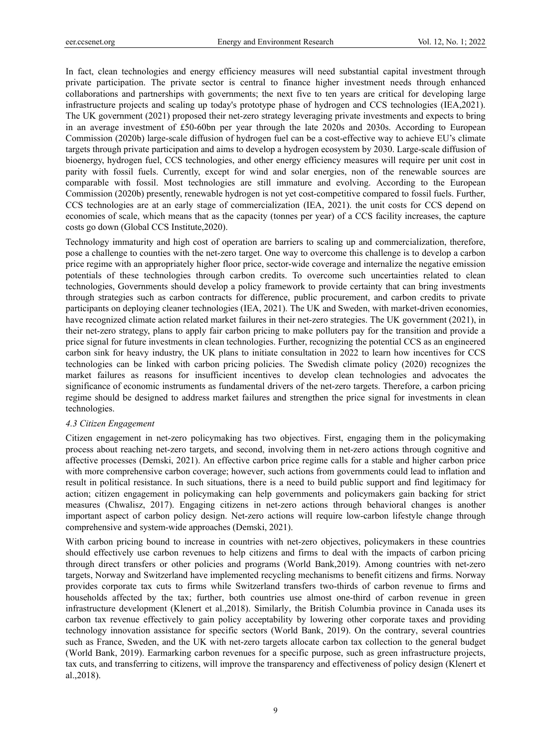In fact, clean technologies and energy efficiency measures will need substantial capital investment through private participation. The private sector is central to finance higher investment needs through enhanced collaborations and partnerships with governments; the next five to ten years are critical for developing large infrastructure projects and scaling up today's prototype phase of hydrogen and CCS technologies (IEA,2021). The UK government (2021) proposed their net-zero strategy leveraging private investments and expects to bring in an average investment of £50-60bn per year through the late 2020s and 2030s. According to European Commission (2020b) large-scale diffusion of hydrogen fuel can be a cost-effective way to achieve EU's climate targets through private participation and aims to develop a hydrogen ecosystem by 2030. Large-scale diffusion of bioenergy, hydrogen fuel, CCS technologies, and other energy efficiency measures will require per unit cost in parity with fossil fuels. Currently, except for wind and solar energies, non of the renewable sources are comparable with fossil. Most technologies are still immature and evolving. According to the European Commission (2020b) presently, renewable hydrogen is not yet cost-competitive compared to fossil fuels. Further, CCS technologies are at an early stage of commercialization (IEA, 2021). the unit costs for CCS depend on economies of scale, which means that as the capacity (tonnes per year) of a CCS facility increases, the capture costs go down (Global CCS Institute,2020).

Technology immaturity and high cost of operation are barriers to scaling up and commercialization, therefore, pose a challenge to counties with the net-zero target. One way to overcome this challenge is to develop a carbon price regime with an appropriately higher floor price, sector-wide coverage and internalize the negative emission potentials of these technologies through carbon credits. To overcome such uncertainties related to clean technologies, Governments should develop a policy framework to provide certainty that can bring investments through strategies such as carbon contracts for difference, public procurement, and carbon credits to private participants on deploying cleaner technologies (IEA, 2021). The UK and Sweden, with market-driven economies, have recognized climate action related market failures in their net-zero strategies. The UK government (2021), in their net-zero strategy, plans to apply fair carbon pricing to make polluters pay for the transition and provide a price signal for future investments in clean technologies. Further, recognizing the potential CCS as an engineered carbon sink for heavy industry, the UK plans to initiate consultation in 2022 to learn how incentives for CCS technologies can be linked with carbon pricing policies. The Swedish climate policy (2020) recognizes the market failures as reasons for insufficient incentives to develop clean technologies and advocates the significance of economic instruments as fundamental drivers of the net-zero targets. Therefore, a carbon pricing regime should be designed to address market failures and strengthen the price signal for investments in clean technologies.

### *4.3 Citizen Engagement*

Citizen engagement in net-zero policymaking has two objectives. First, engaging them in the policymaking process about reaching net-zero targets, and second, involving them in net-zero actions through cognitive and affective processes (Demski, 2021). An effective carbon price regime calls for a stable and higher carbon price with more comprehensive carbon coverage; however, such actions from governments could lead to inflation and result in political resistance. In such situations, there is a need to build public support and find legitimacy for action; citizen engagement in policymaking can help governments and policymakers gain backing for strict measures (Chwalisz, 2017). Engaging citizens in net-zero actions through behavioral changes is another important aspect of carbon policy design. Net-zero actions will require low-carbon lifestyle change through comprehensive and system-wide approaches (Demski, 2021).

With carbon pricing bound to increase in countries with net-zero objectives, policymakers in these countries should effectively use carbon revenues to help citizens and firms to deal with the impacts of carbon pricing through direct transfers or other policies and programs (World Bank,2019). Among countries with net-zero targets, Norway and Switzerland have implemented recycling mechanisms to benefit citizens and firms. Norway provides corporate tax cuts to firms while Switzerland transfers two-thirds of carbon revenue to firms and households affected by the tax; further, both countries use almost one-third of carbon revenue in green infrastructure development (Klenert et al.,2018). Similarly, the British Columbia province in Canada uses its carbon tax revenue effectively to gain policy acceptability by lowering other corporate taxes and providing technology innovation assistance for specific sectors (World Bank, 2019). On the contrary, several countries such as France, Sweden, and the UK with net-zero targets allocate carbon tax collection to the general budget (World Bank, 2019). Earmarking carbon revenues for a specific purpose, such as green infrastructure projects, tax cuts, and transferring to citizens, will improve the transparency and effectiveness of policy design (Klenert et al.,2018).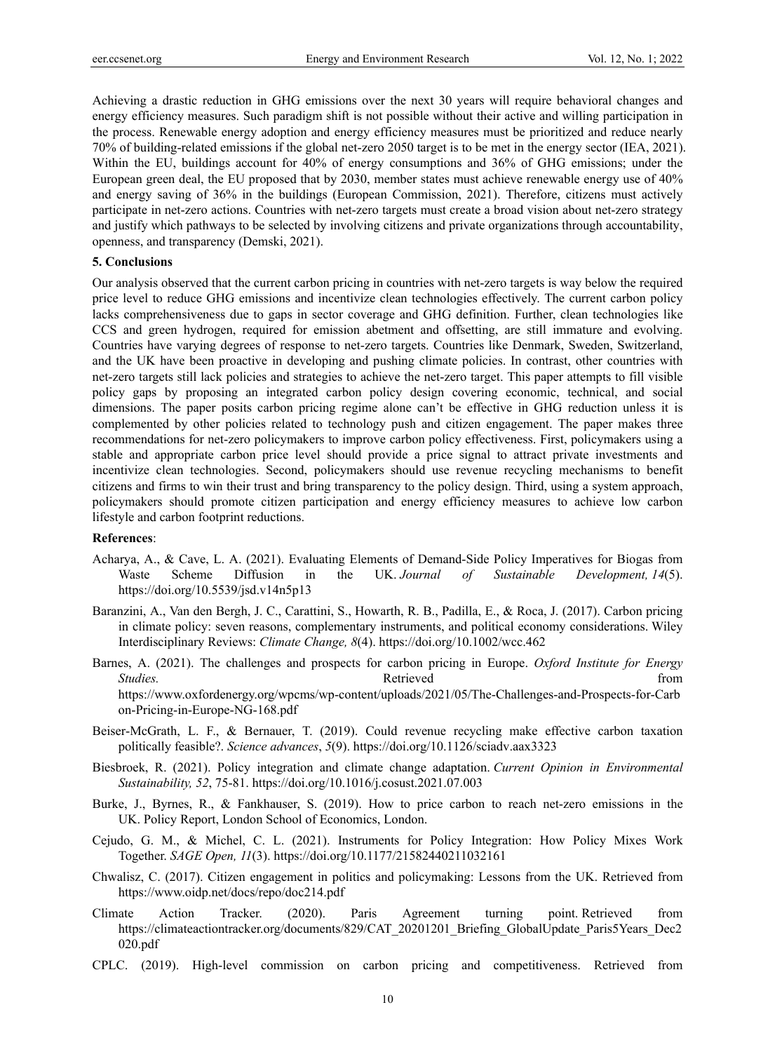Achieving a drastic reduction in GHG emissions over the next 30 years will require behavioral changes and energy efficiency measures. Such paradigm shift is not possible without their active and willing participation in the process. Renewable energy adoption and energy efficiency measures must be prioritized and reduce nearly 70% of building-related emissions if the global net-zero 2050 target is to be met in the energy sector (IEA, 2021). Within the EU, buildings account for 40% of energy consumptions and 36% of GHG emissions; under the European green deal, the EU proposed that by 2030, member states must achieve renewable energy use of 40% and energy saving of 36% in the buildings (European Commission, 2021). Therefore, citizens must actively participate in net-zero actions. Countries with net-zero targets must create a broad vision about net-zero strategy and justify which pathways to be selected by involving citizens and private organizations through accountability, openness, and transparency (Demski, 2021).

## 5. Conclusions

Our analysis observed that the current carbon pricing in countries with net-zero targets is way below the required price level to reduce GHG emissions and incentivize clean technologies effectively. The current carbon policy lacks comprehensiveness due to gaps in sector coverage and GHG definition. Further, clean technologies like CCS and green hydrogen, required for emission abetment and offsetting, are still immature and evolving. Countries have varying degrees of response to net-zero targets. Countries like Denmark, Sweden, Switzerland, and the UK have been proactive in developing and pushing climate policies. In contrast, other countries with net-zero targets still lack policies and strategies to achieve the net-zero target. This paper attempts to fill visible policy gaps by proposing an integrated carbon policy design covering economic, technical, and social dimensions. The paper posits carbon pricing regime alone can't be effective in GHG reduction unless it is complemented by other policies related to technology push and citizen engagement. The paper makes three recommendations for net-zero policymakers to improve carbon policy effectiveness. First, policymakers using a stable and appropriate carbon price level should provide a price signal to attract private investments and incentivize clean technologies. Second, policymakers should use revenue recycling mechanisms to benefit citizens and firms to win their trust and bring transparency to the policy design. Third, using a system approach, policymakers should promote citizen participation and energy efficiency measures to achieve low carbon lifestyle and carbon footprint reductions.

## References:

Acharya, A., & Cave, L. A. (2021). Evaluating Elements of Demand-Side Policy Imperatives for Biogas from Waste Scheme Diffusion in the UK. *Journal of Sustainable Development, 14*(5). https://doi.org/10.5539/jsd.v14n5p13

Baranzini, A., Van den Bergh, J. C., Carattini, S., Howarth, R. B., Padilla, E., & Roca, J. (2017). Carbon pricing in climate policy: seven reasons, complementary instruments, and political economy considerations. Wiley Interdisciplinary Reviews: *Climate Change, 8*(4). https://doi.org/10.1002/wcc.462

Barnes, A. (2021). The challenges and prospects for carbon pricing in Europe. *Oxford Institute for Energy Studies.* Retrieved from https://www.oxfordenergy.org/wpcms/wp-content/uploads/2021/05/The-Challenges-and-Prospects-for-Carbon-Pricing-in-Europe-NG-168.pdf

Beiser-McGrath, L. F., & Bernauer, T. (2019). Could revenue recycling make effective carbon taxation politically feasible?. *Science advances*, *5*(9). https://doi.org/10.1126/sciadv.aax3323

Biesbroek, R. (2021). Policy integration and climate change adaptation. *Current Opinion in Environmental Sustainability, 52*, 75-81. https://doi.org/10.1016/j.cosust.2021.07.003

Burke, J., Byrnes, R., & Fankhauser, S. (2019). How to price carbon to reach net-zero emissions in the UK. Policy Report, London School of Economics, London.

Cejudo, G. M., & Michel, C. L. (2021). Instruments for Policy Integration: How Policy Mixes Work Together. *SAGE Open, 11*(3). https://doi.org/10.1177/21582440211032161

Chwalisz, C. (2017). Citizen engagement in politics and policymaking: Lessons from the UK. Retrieved from https://www.oidp.net/docs/repo/doc214.pdf

Climate Action Tracker. (2020). Paris Agreement turning point. Retrieved from https://climateactiontracker.org/documents/829/CAT_20201201_Briefing_GlobalUpdate_Paris5Years_Dec2020.pdf

CPLC. (2019). High-level commission on carbon pricing and competitiveness. Retrieved from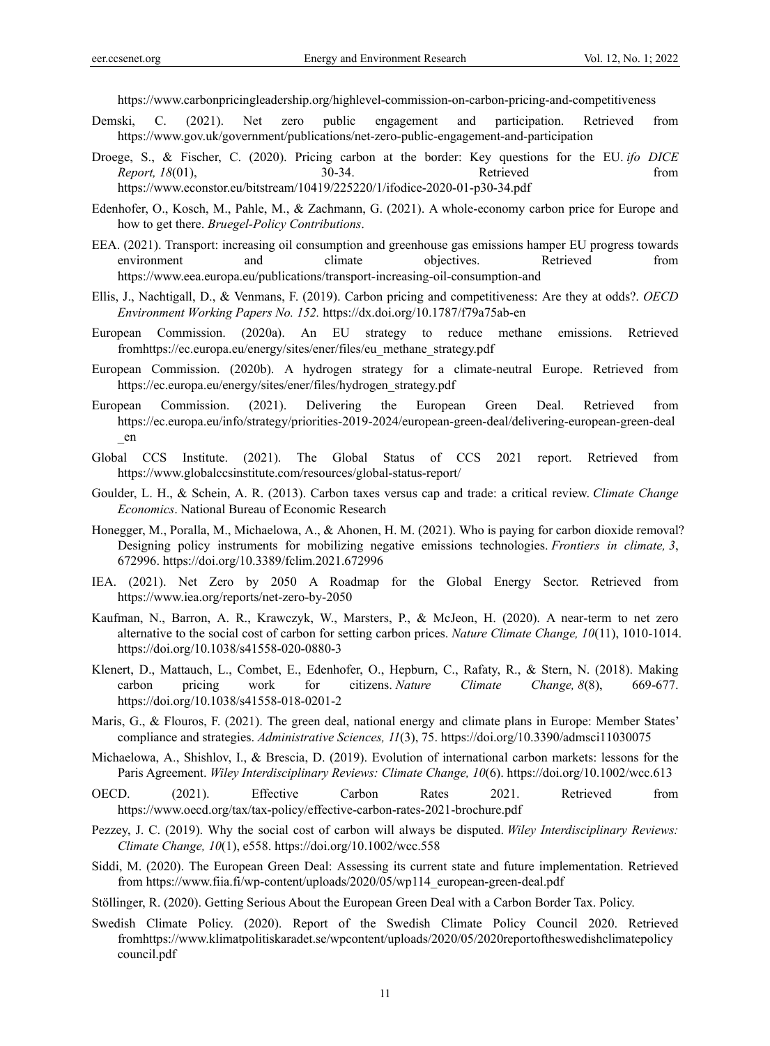https://www.carbonpricingleadership.org/highlevel-commission-on-carbon-pricing-and-competitiveness

Demski, C. (2021). Net zero public engagement and participation. Retrieved from https://www.gov.uk/government/publications/net-zero-public-engagement-and-participation

Droege, S., & Fischer, C. (2020). Pricing carbon at the border: Key questions for the EU. *ifo DICE Report, 18*(01), 30-34. Retrieved from https://www.econstor.eu/bitstream/10419/225220/1/ifodice-2020-01-p30-34.pdf

Edenhofer, O., Kosch, M., Pahle, M., & Zachmann, G. (2021). A whole-economy carbon price for Europe and how to get there. *Bruegel-Policy Contributions*.

EEA. (2021). Transport: increasing oil consumption and greenhouse gas emissions hamper EU progress towards environment and climate objectives. Retrieved from https://www.eea.europa.eu/publications/transport-increasing-oil-consumption-and

Ellis, J., Nachtigall, D., & Venmans, F. (2019). Carbon pricing and competitiveness: Are they at odds?. *OECD Environment Working Papers No. 152.* https://dx.doi.org/10.1787/f79a75ab-en

European Commission. (2020a). An EU strategy to reduce methane emissions. Retrieved fromhttps://ec.europa.eu/energy/sites/ener/files/eu_methane_strategy.pdf

European Commission. (2020b). A hydrogen strategy for a climate-neutral Europe. Retrieved from https://ec.europa.eu/energy/sites/ener/files/hydrogen_strategy.pdf

European Commission. (2021). Delivering the European Green Deal. Retrieved from https://ec.europa.eu/info/strategy/priorities-2019-2024/european-green-deal/delivering-european-green-deal_en

Global CCS Institute. (2021). The Global Status of CCS 2021 report. Retrieved from https://www.globalccsinstitute.com/resources/global-status-report/

Goulder, L. H., & Schein, A. R. (2013). Carbon taxes versus cap and trade: a critical review. *Climate Change Economics*. National Bureau of Economic Research

Honegger, M., Poralla, M., Michaelowa, A., & Ahonen, H. M. (2021). Who is paying for carbon dioxide removal? Designing policy instruments for mobilizing negative emissions technologies. *Frontiers in climate, 3*, 672996. https://doi.org/10.3389/fclim.2021.672996

IEA. (2021). Net Zero by 2050 A Roadmap for the Global Energy Sector. Retrieved from https://www.iea.org/reports/net-zero-by-2050

Kaufman, N., Barron, A. R., Krawczyk, W., Marsters, P., & McJeon, H. (2020). A near-term to net zero alternative to the social cost of carbon for setting carbon prices. *Nature Climate Change, 10*(11), 1010-1014. https://doi.org/10.1038/s41558-020-0880-3

Klenert, D., Mattauch, L., Combet, E., Edenhofer, O., Hepburn, C., Rafaty, R., & Stern, N. (2018). Making carbon pricing work for citizens. *Nature Climate Change, 8*(8), 669-677. https://doi.org/10.1038/s41558-018-0201-2

Maris, G., & Flouros, F. (2021). The green deal, national energy and climate plans in Europe: Member States' compliance and strategies. *Administrative Sciences, 11*(3), 75. https://doi.org/10.3390/admsci11030075

Michaelowa, A., Shishlov, I., & Brescia, D. (2019). Evolution of international carbon markets: lessons for the Paris Agreement. *Wiley Interdisciplinary Reviews: Climate Change, 10*(6). https://doi.org/10.1002/wcc.613

OECD. (2021). Effective Carbon Rates 2021. Retrieved from https://www.oecd.org/tax/tax-policy/effective-carbon-rates-2021-brochure.pdf

Pezzey, J. C. (2019). Why the social cost of carbon will always be disputed. *Wiley Interdisciplinary Reviews: Climate Change, 10*(1), e558. https://doi.org/10.1002/wcc.558

Siddi, M. (2020). The European Green Deal: Assessing its current state and future implementation. Retrieved from https://www.fiia.fi/wp-content/uploads/2020/05/wp114_european-green-deal.pdf

Stöllinger, R. (2020). Getting Serious About the European Green Deal with a Carbon Border Tax. Policy.

Swedish Climate Policy. (2020). Report of the Swedish Climate Policy Council 2020. Retrieved fromhttps://www.klimatpolitiskaradet.se/wpcontent/uploads/2020/05/2020reportoftheswedishclimatepolicycouncil.pdf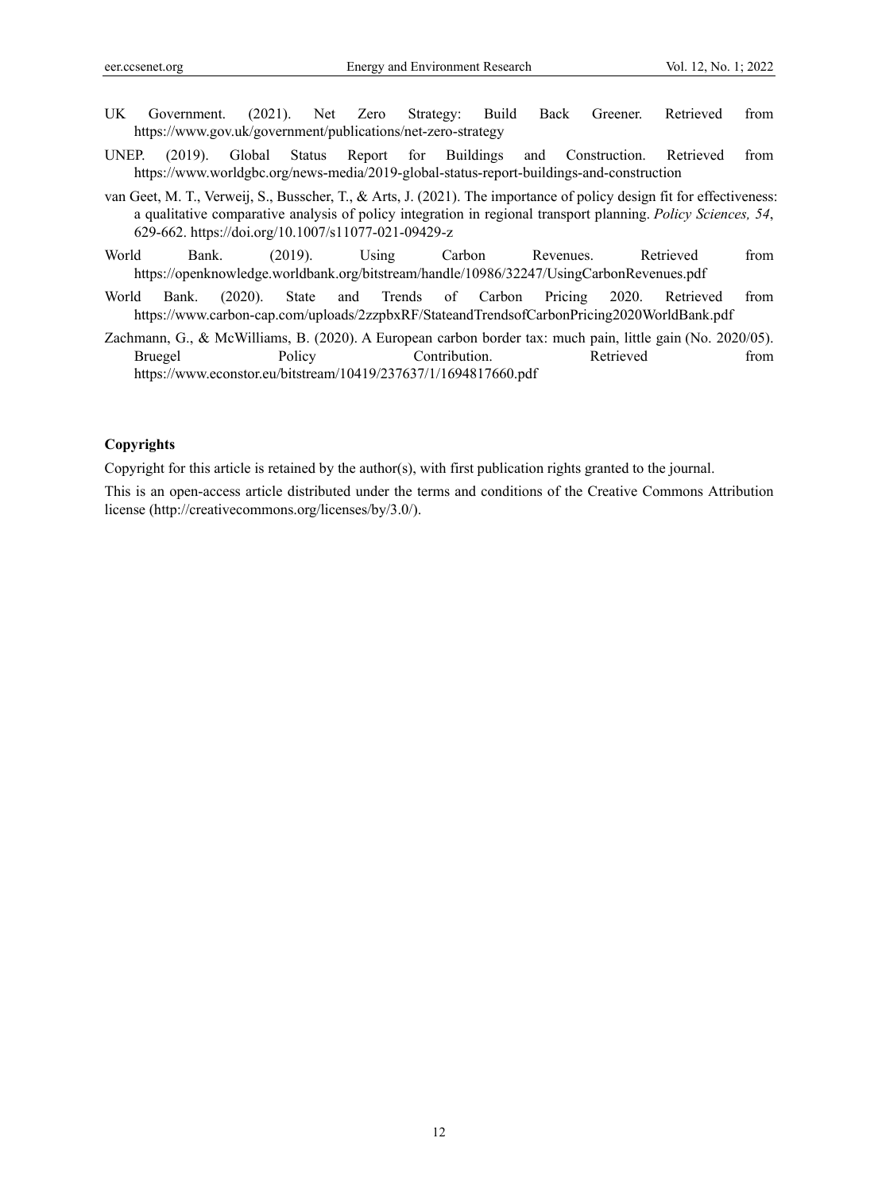UK Government. (2021). Net Zero Strategy: Build Back Greener. Retrieved from https://www.gov.uk/government/publications/net-zero-strategy

UNEP. (2019). Global Status Report for Buildings and Construction. Retrieved from https://www.worldgbc.org/news-media/2019-global-status-report-buildings-and-construction

van Geet, M. T., Verweij, S., Busscher, T., & Arts, J. (2021). The importance of policy design fit for effectiveness: a qualitative comparative analysis of policy integration in regional transport planning. *Policy Sciences, 54*, 629-662. https://doi.org/10.1007/s11077-021-09429-z

World Bank. (2019). Using Carbon Revenues. Retrieved from https://openknowledge.worldbank.org/bitstream/handle/10986/32247/UsingCarbonRevenues.pdf

World Bank. (2020). State and Trends of Carbon Pricing 2020. Retrieved from https://www.carbon-cap.com/uploads/2zzpbxRF/StateandTrendsofCarbonPricing2020WorldBank.pdf

Zachmann, G., & McWilliams, B. (2020). A European carbon border tax: much pain, little gain (No. 2020/05). Bruegel Policy Contribution. Retrieved from https://www.econstor.eu/bitstream/10419/237637/1/1694817660.pdf

**Copyrights**

Copyright for this article is retained by the author(s), with first publication rights granted to the journal.

This is an open-access article distributed under the terms and conditions of the Creative Commons Attribution license (http://creativecommons.org/licenses/by/3.0/).